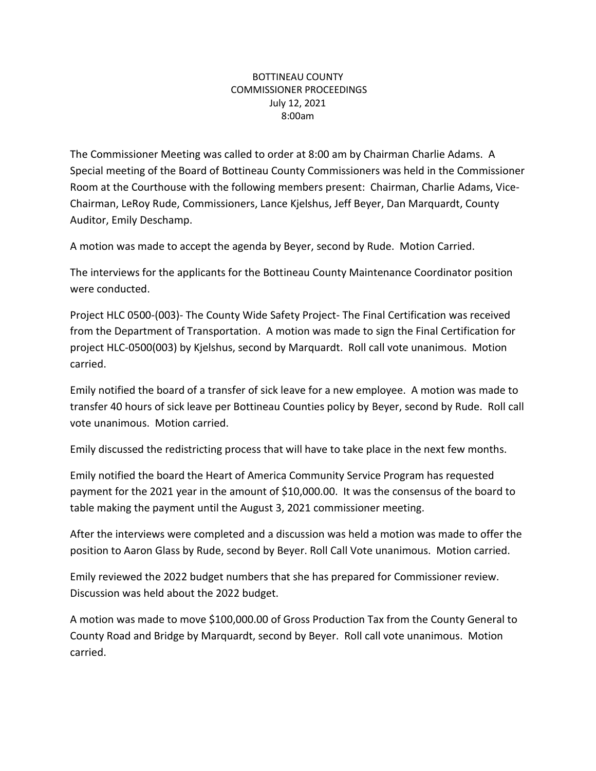BOTTINEAU COUNTY
COMMISSIONER PROCEEDINGS
July 12, 2021
8:00am

The Commissioner Meeting was called to order at 8:00 am by Chairman Charlie Adams. A Special meeting of the Board of Bottineau County Commissioners was held in the Commissioner Room at the Courthouse with the following members present: Chairman, Charlie Adams, Vice-Chairman, LeRoy Rude, Commissioners, Lance Kjelshus, Jeff Beyer, Dan Marquardt, County Auditor, Emily Deschamp.

A motion was made to accept the agenda by Beyer, second by Rude. Motion Carried.

The interviews for the applicants for the Bottineau County Maintenance Coordinator position were conducted.

Project HLC 0500-(003)- The County Wide Safety Project- The Final Certification was received from the Department of Transportation. A motion was made to sign the Final Certification for project HLC-0500(003) by Kjelshus, second by Marquardt. Roll call vote unanimous. Motion carried.

Emily notified the board of a transfer of sick leave for a new employee. A motion was made to transfer 40 hours of sick leave per Bottineau Counties policy by Beyer, second by Rude. Roll call vote unanimous. Motion carried.

Emily discussed the redistricting process that will have to take place in the next few months.

Emily notified the board the Heart of America Community Service Program has requested payment for the 2021 year in the amount of $10,000.00. It was the consensus of the board to table making the payment until the August 3, 2021 commissioner meeting.

After the interviews were completed and a discussion was held a motion was made to offer the position to Aaron Glass by Rude, second by Beyer. Roll Call Vote unanimous. Motion carried.

Emily reviewed the 2022 budget numbers that she has prepared for Commissioner review. Discussion was held about the 2022 budget.

A motion was made to move $100,000.00 of Gross Production Tax from the County General to County Road and Bridge by Marquardt, second by Beyer. Roll call vote unanimous. Motion carried.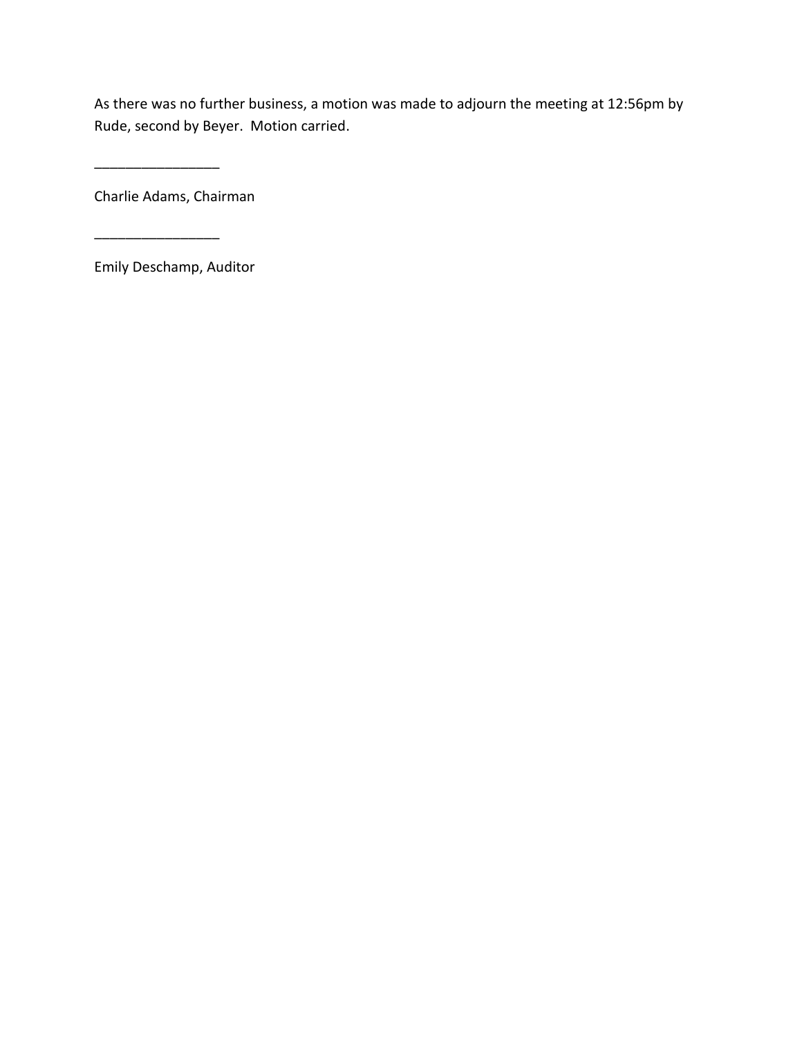As there was no further business, a motion was made to adjourn the meeting at 12:56pm by Rude, second by Beyer. Motion carried.

________________

Charlie Adams, Chairman

________________

Emily Deschamp, Auditor